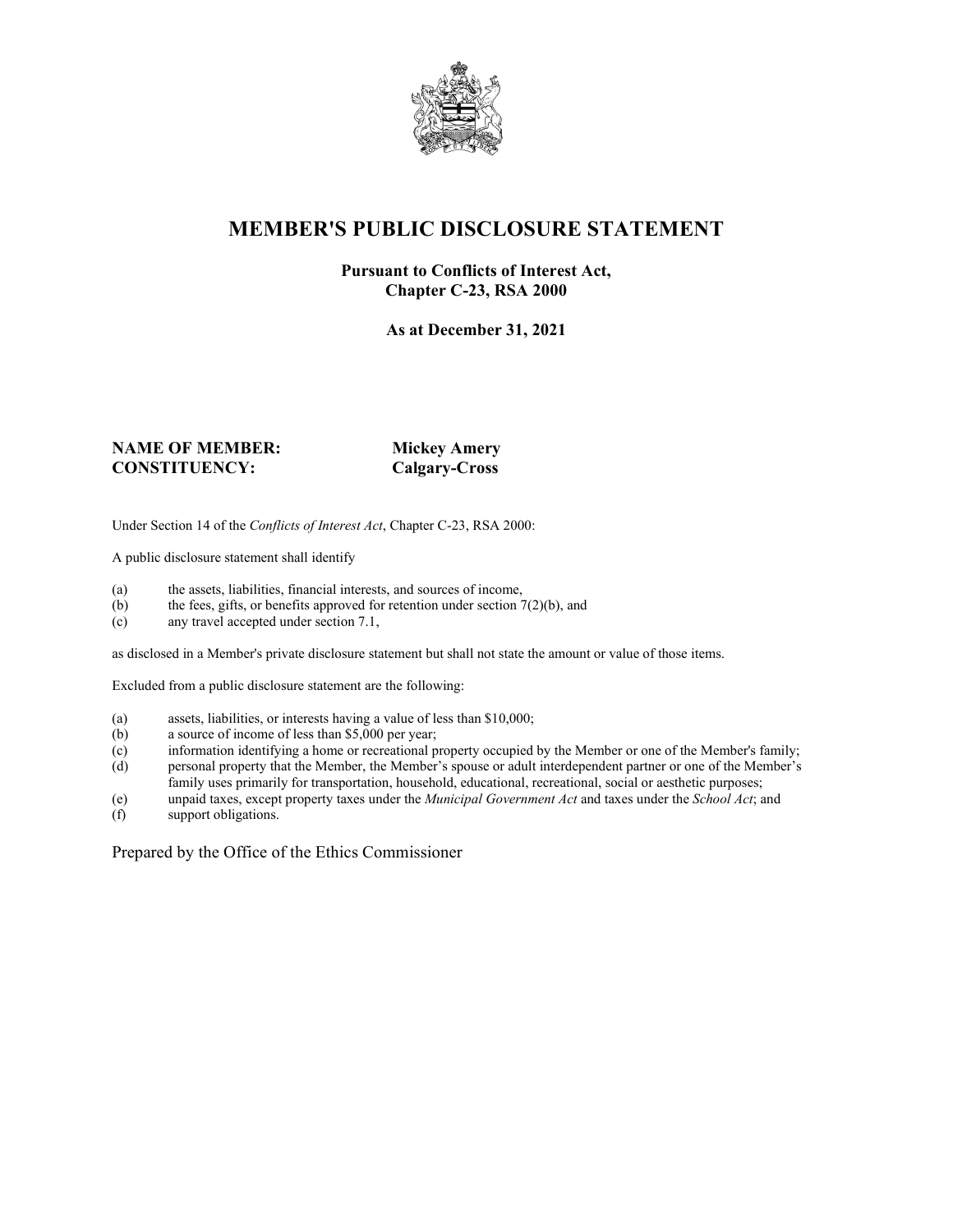# MEMBER'S PUBLIC DISCLOSURE STATEMENT

**Pursuant to Conflicts of Interest Act,**
**Chapter C-23, RSA 2000**

**As at December 31, 2021**

**NAME OF MEMBER:** **Mickey Amery**
**CONSTITUENCY:** **Calgary-Cross**

Under Section 14 of the *Conflicts of Interest Act*, Chapter C-23, RSA 2000:

A public disclosure statement shall identify

(a) the assets, liabilities, financial interests, and sources of income,
(b) the fees, gifts, or benefits approved for retention under section 7(2)(b), and
(c) any travel accepted under section 7.1,

as disclosed in a Member's private disclosure statement but shall not state the amount or value of those items.

Excluded from a public disclosure statement are the following:

(a) assets, liabilities, or interests having a value of less than $10,000;
(b) a source of income of less than $5,000 per year;
(c) information identifying a home or recreational property occupied by the Member or one of the Member's family;
(d) personal property that the Member, the Member's spouse or adult interdependent partner or one of the Member's family uses primarily for transportation, household, educational, recreational, social or aesthetic purposes;
(e) unpaid taxes, except property taxes under the *Municipal Government Act* and taxes under the *School Act*; and
(f) support obligations.

Prepared by the Office of the Ethics Commissioner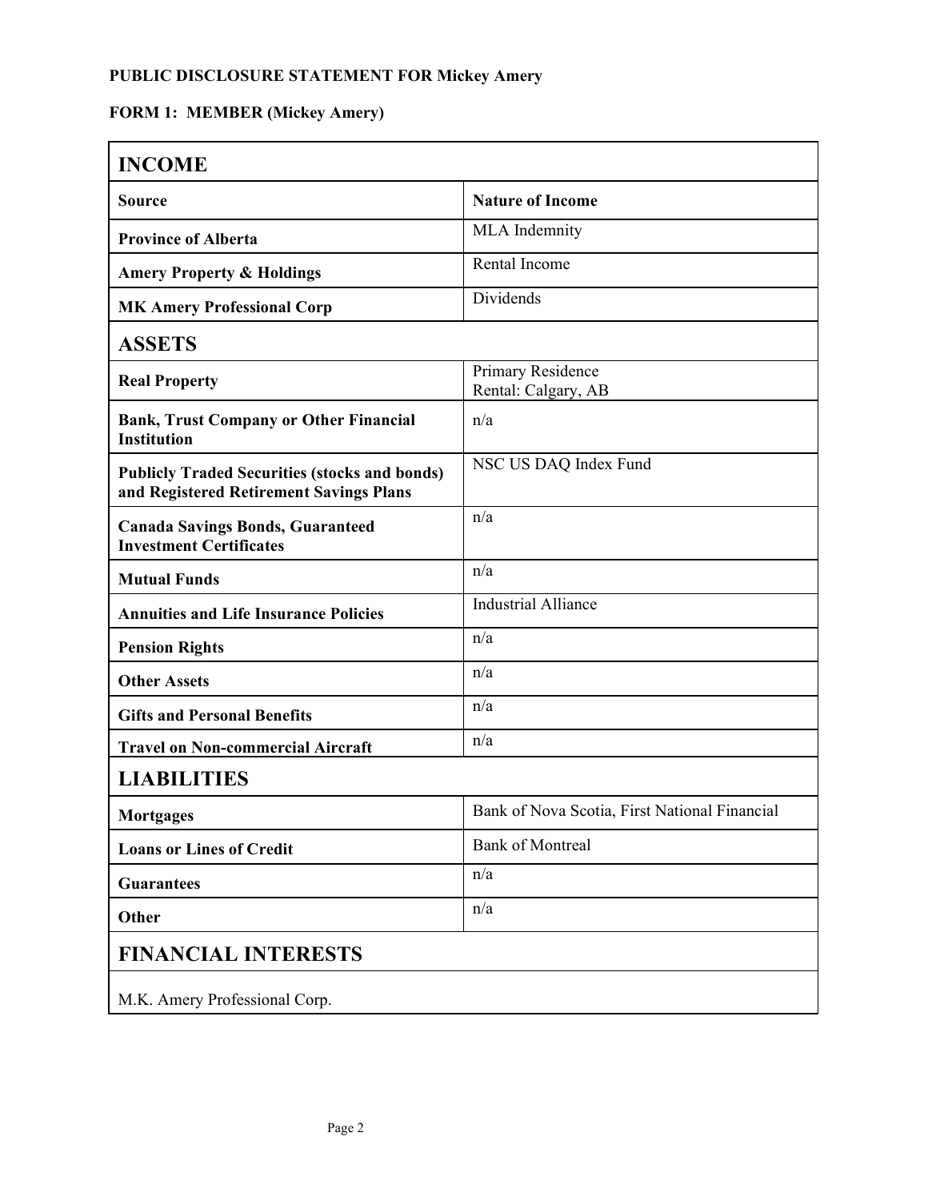**PUBLIC DISCLOSURE STATEMENT FOR Mickey Amery**

**FORM 1: MEMBER (Mickey Amery)**

| **INCOME** | |
|---|---|
| **Source** | **Nature of Income** |
| **Province of Alberta** | MLA Indemnity |
| **Amery Property & Holdings** | Rental Income |
| **MK Amery Professional Corp** | Dividends |
| **ASSETS** | |
| **Real Property** | Primary Residence<br>Rental: Calgary, AB |
| **Bank, Trust Company or Other Financial Institution** | n/a |
| **Publicly Traded Securities (stocks and bonds) and Registered Retirement Savings Plans** | NSC US DAQ Index Fund |
| **Canada Savings Bonds, Guaranteed Investment Certificates** | n/a |
| **Mutual Funds** | n/a |
| **Annuities and Life Insurance Policies** | Industrial Alliance |
| **Pension Rights** | n/a |
| **Other Assets** | n/a |
| **Gifts and Personal Benefits** | n/a |
| **Travel on Non-commercial Aircraft** | n/a |
| **LIABILITIES** | |
| **Mortgages** | Bank of Nova Scotia, First National Financial |
| **Loans or Lines of Credit** | Bank of Montreal |
| **Guarantees** | n/a |
| **Other** | n/a |
| **FINANCIAL INTERESTS** | |
| M.K. Amery Professional Corp. | |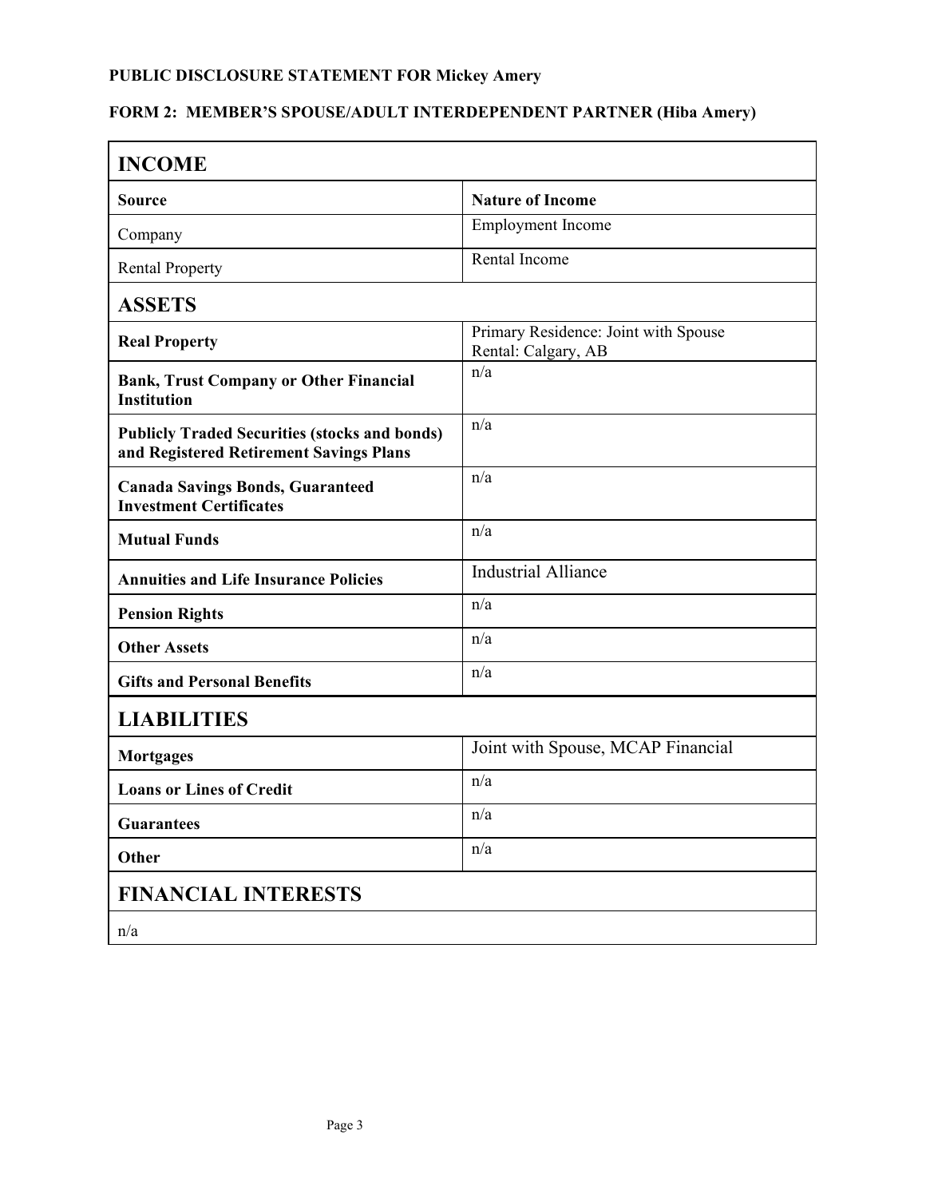**PUBLIC DISCLOSURE STATEMENT FOR Mickey Amery**

**FORM 2: MEMBER'S SPOUSE/ADULT INTERDEPENDENT PARTNER (Hiba Amery)**

| **INCOME** | |
|---|---|
| **Source** | **Nature of Income** |
| Company | Employment Income |
| Rental Property | Rental Income |
| **ASSETS** | |
| **Real Property** | Primary Residence: Joint with Spouse<br>Rental: Calgary, AB |
| **Bank, Trust Company or Other Financial Institution** | n/a |
| **Publicly Traded Securities (stocks and bonds) and Registered Retirement Savings Plans** | n/a |
| **Canada Savings Bonds, Guaranteed Investment Certificates** | n/a |
| **Mutual Funds** | n/a |
| **Annuities and Life Insurance Policies** | Industrial Alliance |
| **Pension Rights** | n/a |
| **Other Assets** | n/a |
| **Gifts and Personal Benefits** | n/a |
| **LIABILITIES** | |
| **Mortgages** | Joint with Spouse, MCAP Financial |
| **Loans or Lines of Credit** | n/a |
| **Guarantees** | n/a |
| **Other** | n/a |
| **FINANCIAL INTERESTS** | |
| n/a | |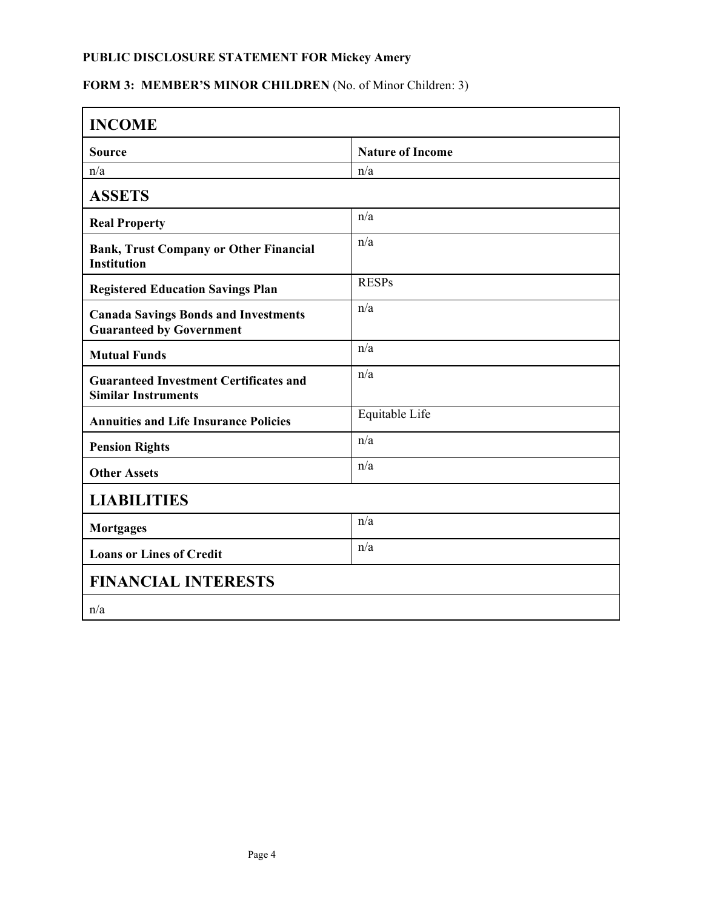**PUBLIC DISCLOSURE STATEMENT FOR Mickey Amery**

**FORM 3: MEMBER'S MINOR CHILDREN** (No. of Minor Children: 3)

| **INCOME** | |
|---|---|
| **Source** | **Nature of Income** |
| n/a | n/a |
| **ASSETS** | |
| **Real Property** | n/a |
| **Bank, Trust Company or Other Financial Institution** | n/a |
| **Registered Education Savings Plan** | RESPs |
| **Canada Savings Bonds and Investments Guaranteed by Government** | n/a |
| **Mutual Funds** | n/a |
| **Guaranteed Investment Certificates and Similar Instruments** | n/a |
| **Annuities and Life Insurance Policies** | Equitable Life |
| **Pension Rights** | n/a |
| **Other Assets** | n/a |
| **LIABILITIES** | |
| **Mortgages** | n/a |
| **Loans or Lines of Credit** | n/a |
| **FINANCIAL INTERESTS** | |
| n/a | |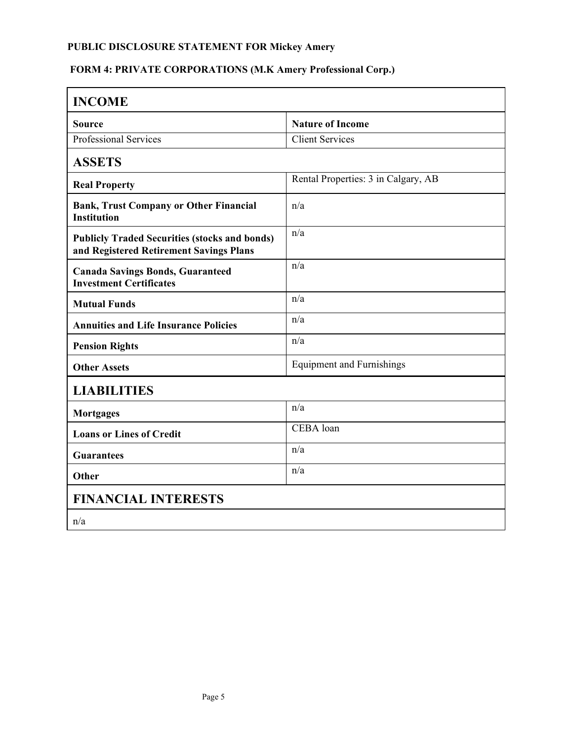**PUBLIC DISCLOSURE STATEMENT FOR Mickey Amery**

**FORM 4: PRIVATE CORPORATIONS (M.K Amery Professional Corp.)**

## INCOME

| Source | Nature of Income |
|---|---|
| Professional Services | Client Services |

## ASSETS

| | |
|---|---|
| **Real Property** | Rental Properties: 3 in Calgary, AB |
| **Bank, Trust Company or Other Financial Institution** | n/a |
| **Publicly Traded Securities (stocks and bonds) and Registered Retirement Savings Plans** | n/a |
| **Canada Savings Bonds, Guaranteed Investment Certificates** | n/a |
| **Mutual Funds** | n/a |
| **Annuities and Life Insurance Policies** | n/a |
| **Pension Rights** | n/a |
| **Other Assets** | Equipment and Furnishings |

## LIABILITIES

| | |
|---|---|
| **Mortgages** | n/a |
| **Loans or Lines of Credit** | CEBA loan |
| **Guarantees** | n/a |
| **Other** | n/a |

## FINANCIAL INTERESTS

n/a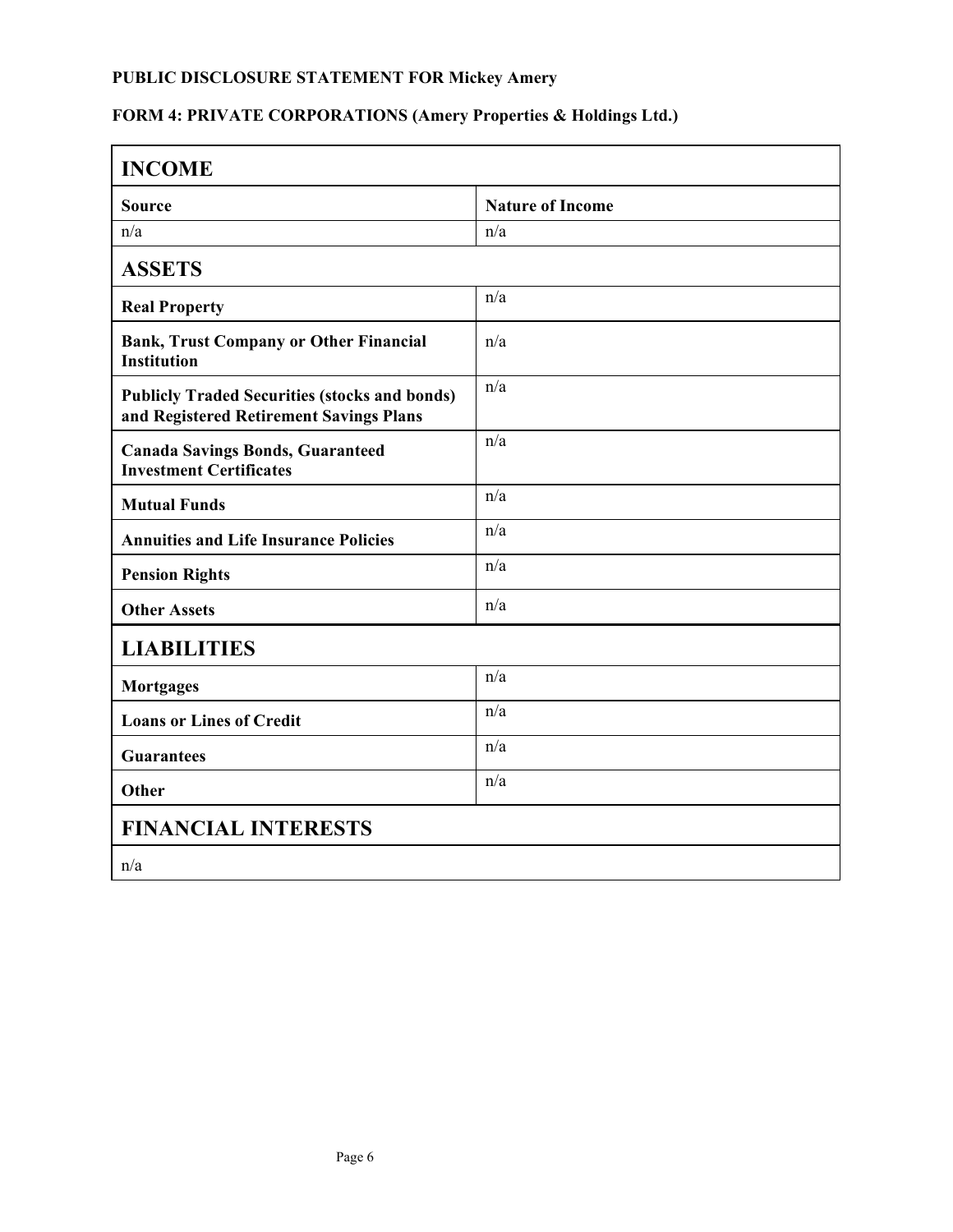**PUBLIC DISCLOSURE STATEMENT FOR Mickey Amery**

**FORM 4: PRIVATE CORPORATIONS (Amery Properties & Holdings Ltd.)**

## INCOME

| Source | Nature of Income |
|---|---|
| n/a | n/a |

## ASSETS

| | |
|---|---|
| **Real Property** | n/a |
| **Bank, Trust Company or Other Financial Institution** | n/a |
| **Publicly Traded Securities (stocks and bonds) and Registered Retirement Savings Plans** | n/a |
| **Canada Savings Bonds, Guaranteed Investment Certificates** | n/a |
| **Mutual Funds** | n/a |
| **Annuities and Life Insurance Policies** | n/a |
| **Pension Rights** | n/a |
| **Other Assets** | n/a |

## LIABILITIES

| | |
|---|---|
| **Mortgages** | n/a |
| **Loans or Lines of Credit** | n/a |
| **Guarantees** | n/a |
| **Other** | n/a |

## FINANCIAL INTERESTS

n/a